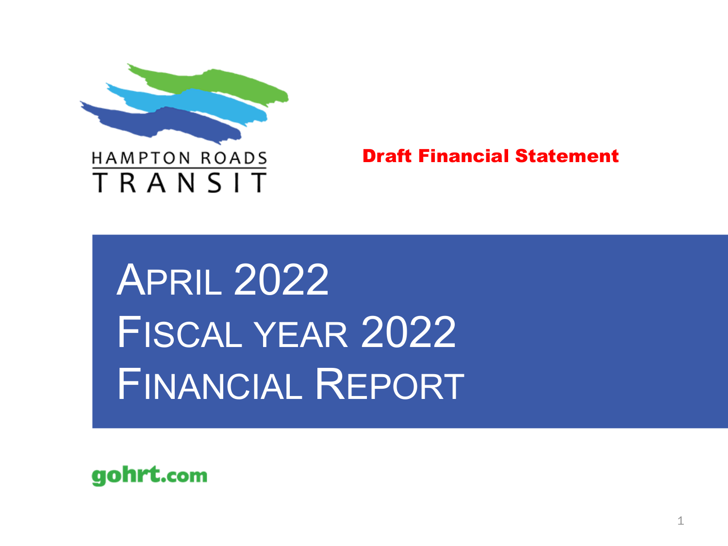HAMPTON ROADS TRANSIT

**Draft Financial Statement**

# April 2022
# Fiscal year 2022
# Financial Report

gohrt.com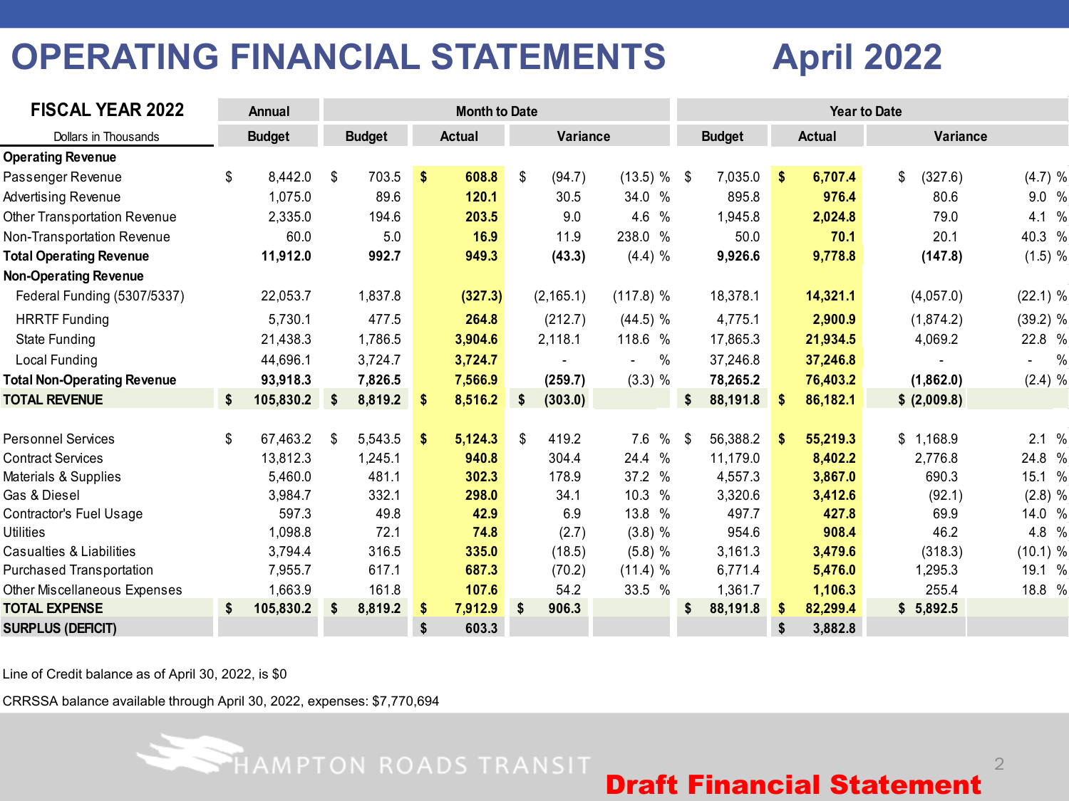# OPERATING FINANCIAL STATEMENTS April 2022

| FISCAL YEAR 2022 | Annual | Month to Date | | | | Year to Date | | | |
|---|---|---|---|---|---|---|---|---|---|
| Dollars in Thousands | Budget | Budget | Actual | Variance | | Budget | Actual | Variance | |
| **Operating Revenue** | | | | | | | | | |
| Passenger Revenue | $ 8,442.0 | $ 703.5 | **$ 608.8** | $ (94.7) | (13.5) % | $ 7,035.0 | **$ 6,707.4** | $ (327.6) | (4.7) % |
| Advertising Revenue | 1,075.0 | 89.6 | **120.1** | 30.5 | 34.0 % | 895.8 | **976.4** | 80.6 | 9.0 % |
| Other Transportation Revenue | 2,335.0 | 194.6 | **203.5** | 9.0 | 4.6 % | 1,945.8 | **2,024.8** | 79.0 | 4.1 % |
| Non-Transportation Revenue | 60.0 | 5.0 | **16.9** | 11.9 | 238.0 % | 50.0 | **70.1** | 20.1 | 40.3 % |
| **Total Operating Revenue** | **11,912.0** | **992.7** | **949.3** | **(43.3)** | (4.4) % | **9,926.6** | **9,778.8** | **(147.8)** | (1.5) % |
| **Non-Operating Revenue** | | | | | | | | | |
| Federal Funding (5307/5337) | 22,053.7 | 1,837.8 | **(327.3)** | (2,165.1) | (117.8) % | 18,378.1 | **14,321.1** | (4,057.0) | (22.1) % |
| HRRTF Funding | 5,730.1 | 477.5 | **264.8** | (212.7) | (44.5) % | 4,775.1 | **2,900.9** | (1,874.2) | (39.2) % |
| State Funding | 21,438.3 | 1,786.5 | **3,904.6** | 2,118.1 | 118.6 % | 17,865.3 | **21,934.5** | 4,069.2 | 22.8 % |
| Local Funding | 44,696.1 | 3,724.7 | **3,724.7** | - | - % | 37,246.8 | **37,246.8** | - | - % |
| **Total Non-Operating Revenue** | **93,918.3** | **7,826.5** | **7,566.9** | **(259.7)** | (3.3) % | **78,265.2** | **76,403.2** | **(1,862.0)** | (2.4) % |
| **TOTAL REVENUE** | **$ 105,830.2** | **$ 8,819.2** | **$ 8,516.2** | **$ (303.0)** | | **$ 88,191.8** | **$ 86,182.1** | **$ (2,009.8)** | |
| | | | | | | | | | |
| Personnel Services | $ 67,463.2 | $ 5,543.5 | **$ 5,124.3** | $ 419.2 | 7.6 % | $ 56,388.2 | **$ 55,219.3** | $ 1,168.9 | 2.1 % |
| Contract Services | 13,812.3 | 1,245.1 | **940.8** | 304.4 | 24.4 % | 11,179.0 | **8,402.2** | 2,776.8 | 24.8 % |
| Materials & Supplies | 5,460.0 | 481.1 | **302.3** | 178.9 | 37.2 % | 4,557.3 | **3,867.0** | 690.3 | 15.1 % |
| Gas & Diesel | 3,984.7 | 332.1 | **298.0** | 34.1 | 10.3 % | 3,320.6 | **3,412.6** | (92.1) | (2.8) % |
| Contractor's Fuel Usage | 597.3 | 49.8 | **42.9** | 6.9 | 13.8 % | 497.7 | **427.8** | 69.9 | 14.0 % |
| Utilities | 1,098.8 | 72.1 | **74.8** | (2.7) | (3.8) % | 954.6 | **908.4** | 46.2 | 4.8 % |
| Casualties & Liabilities | 3,794.4 | 316.5 | **335.0** | (18.5) | (5.8) % | 3,161.3 | **3,479.6** | (318.3) | (10.1) % |
| Purchased Transportation | 7,955.7 | 617.1 | **687.3** | (70.2) | (11.4) % | 6,771.4 | **5,476.0** | 1,295.3 | 19.1 % |
| Other Miscellaneous Expenses | 1,663.9 | 161.8 | **107.6** | 54.2 | 33.5 % | 1,361.7 | **1,106.3** | 255.4 | 18.8 % |
| **TOTAL EXPENSE** | **$ 105,830.2** | **$ 8,819.2** | **$ 7,912.9** | **$ 906.3** | | **$ 88,191.8** | **$ 82,299.4** | **$ 5,892.5** | |
| **SURPLUS (DEFICIT)** | | | **$ 603.3** | | | | **$ 3,882.8** | | |

Line of Credit balance as of April 30, 2022, is $0

CRRSSA balance available through April 30, 2022, expenses: $7,770,694

HAMPTON ROADS TRANSIT

**Draft Financial Statement**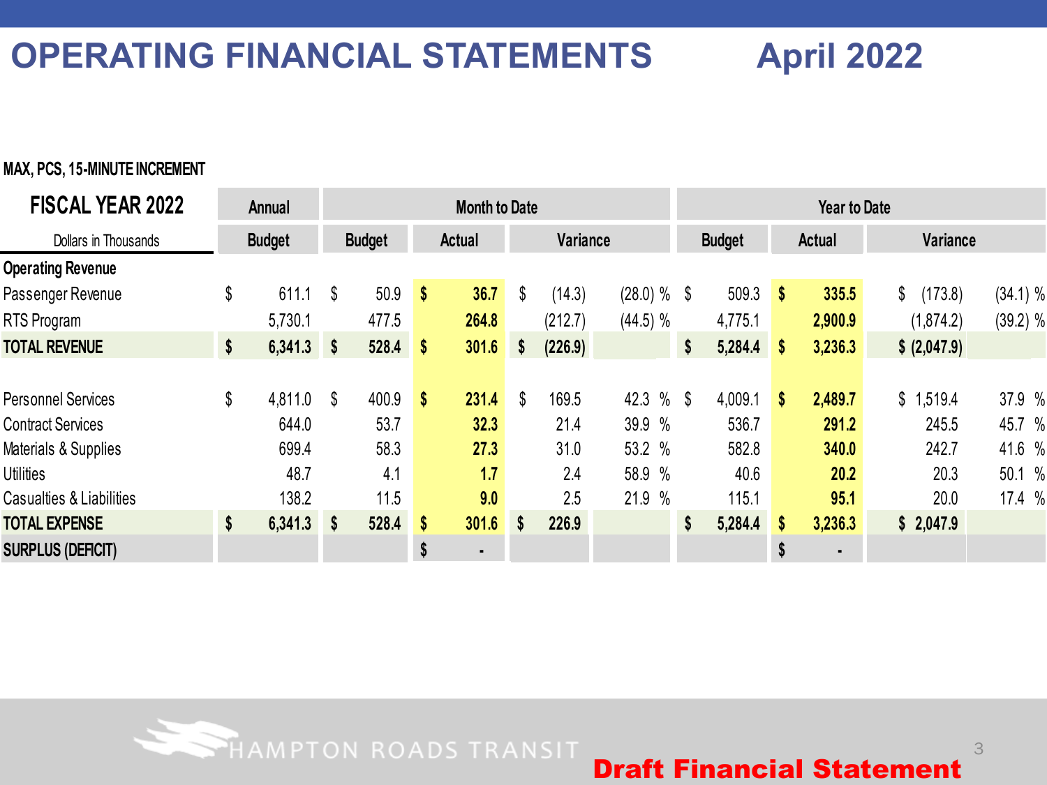# OPERATING FINANCIAL STATEMENTS April 2022

**MAX, PCS, 15-MINUTE INCREMENT**

| FISCAL YEAR 2022 | Annual | Month to Date | | | | Year to Date | | | |
|---|---|---|---|---|---|---|---|---|---|
| Dollars in Thousands | Budget | Budget | Actual | Variance | | Budget | Actual | Variance | |
| **Operating Revenue** | | | | | | | | | |
| Passenger Revenue | $ 611.1 | $ 50.9 | **$ 36.7** | $ (14.3) | (28.0) % | $ 509.3 | **$ 335.5** | $ (173.8) | (34.1) % |
| RTS Program | 5,730.1 | 477.5 | **264.8** | (212.7) | (44.5) % | 4,775.1 | **2,900.9** | (1,874.2) | (39.2) % |
| **TOTAL REVENUE** | **$ 6,341.3** | **$ 528.4** | **$ 301.6** | **$ (226.9)** | | **$ 5,284.4** | **$ 3,236.3** | **$ (2,047.9)** | |
| | | | | | | | | | |
| Personnel Services | $ 4,811.0 | $ 400.9 | **$ 231.4** | $ 169.5 | 42.3 % | $ 4,009.1 | **$ 2,489.7** | $ 1,519.4 | 37.9 % |
| Contract Services | 644.0 | 53.7 | **32.3** | 21.4 | 39.9 % | 536.7 | **291.2** | 245.5 | 45.7 % |
| Materials & Supplies | 699.4 | 58.3 | **27.3** | 31.0 | 53.2 % | 582.8 | **340.0** | 242.7 | 41.6 % |
| Utilities | 48.7 | 4.1 | **1.7** | 2.4 | 58.9 % | 40.6 | **20.2** | 20.3 | 50.1 % |
| Casualties & Liabilities | 138.2 | 11.5 | **9.0** | 2.5 | 21.9 % | 115.1 | **95.1** | 20.0 | 17.4 % |
| **TOTAL EXPENSE** | **$ 6,341.3** | **$ 528.4** | **$ 301.6** | **$ 226.9** | | **$ 5,284.4** | **$ 3,236.3** | **$ 2,047.9** | |
| **SURPLUS (DEFICIT)** | | | **$ -** | | | | **$ -** | | |

HAMPTON ROADS TRANSIT

**Draft Financial Statement**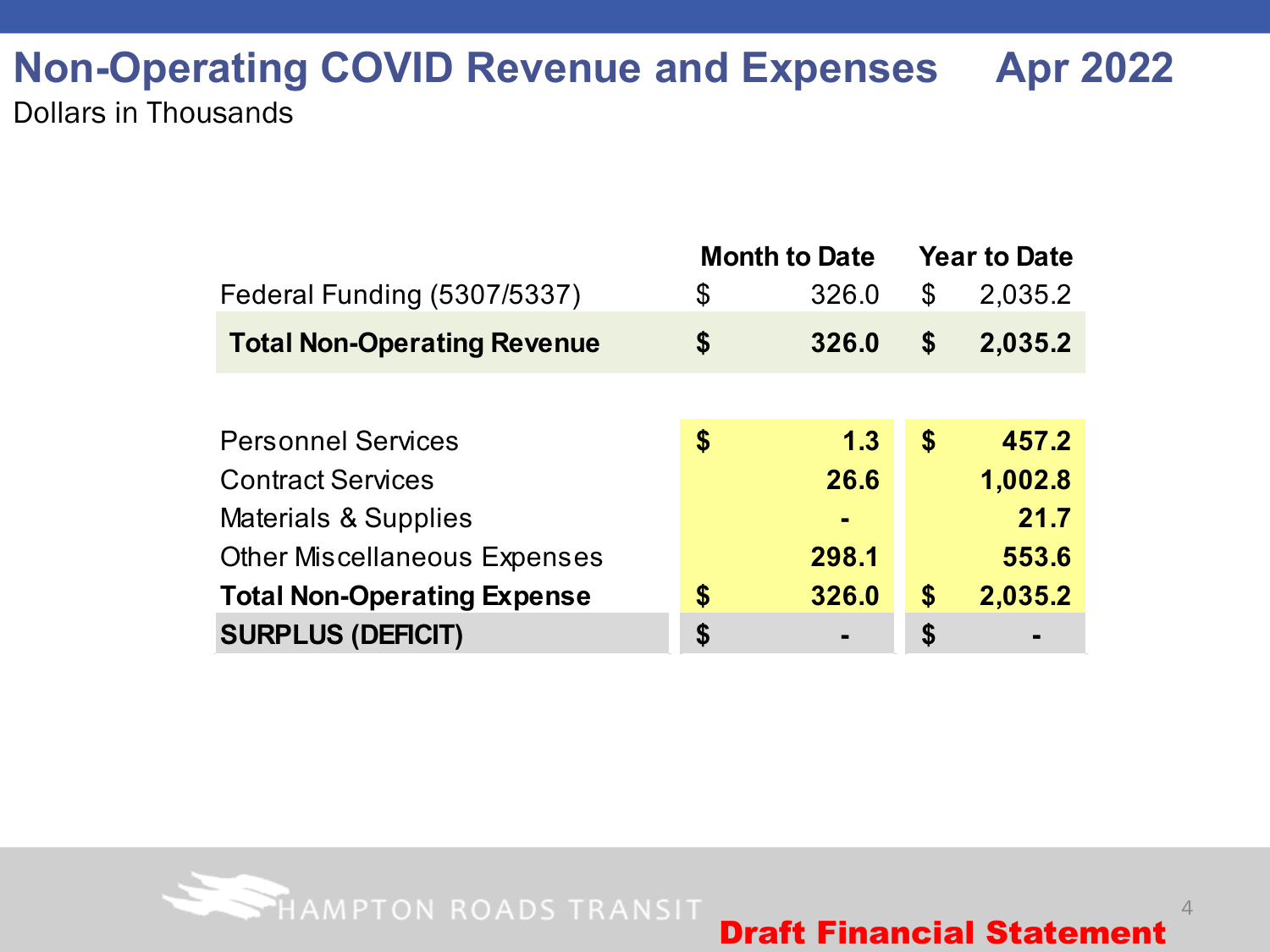# Non-Operating COVID Revenue and Expenses Apr 2022

Dollars in Thousands

| | Month to Date | Year to Date |
|---|---|---|
| Federal Funding (5307/5337) | $ 326.0 | $ 2,035.2 |
| **Total Non-Operating Revenue** | **$ 326.0** | **$ 2,035.2** |
| | | |
| Personnel Services | **$ 1.3** | **$ 457.2** |
| Contract Services | **26.6** | **1,002.8** |
| Materials & Supplies | **-** | **21.7** |
| Other Miscellaneous Expenses | **298.1** | **553.6** |
| **Total Non-Operating Expense** | **$ 326.0** | **$ 2,035.2** |
| **SURPLUS (DEFICIT)** | **$ -** | **$ -** |

**Draft Financial Statement**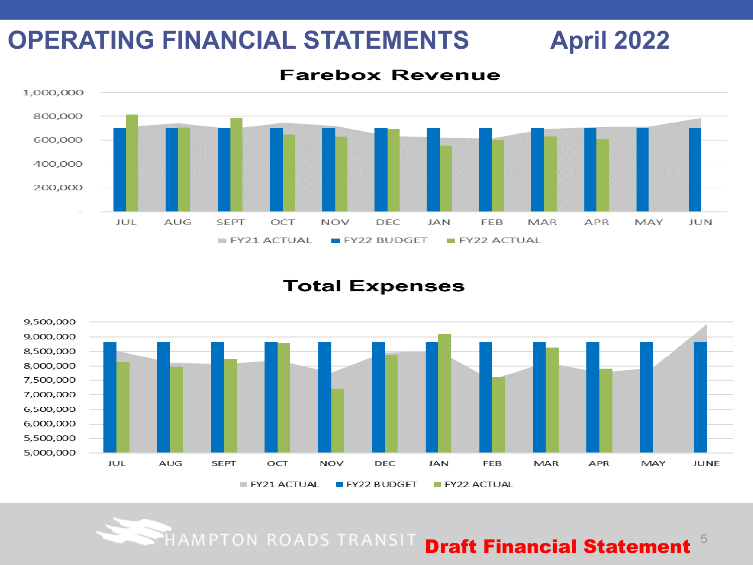# OPERATING FINANCIAL STATEMENTS April 2022

## Farebox Revenue

1,000,000
800,000
600,000
400,000
200,000
-

JUL AUG SEPT OCT NOV DEC JAN FEB MAR APR MAY JUN

FY21 ACTUAL FY22 BUDGET FY22 ACTUAL

## Total Expenses

9,500,000
9,000,000
8,500,000
8,000,000
7,500,000
7,000,000
6,500,000
6,000,000
5,500,000
5,000,000

JUL AUG SEPT OCT NOV DEC JAN FEB MAR APR MAY JUNE

FY21 ACTUAL FY22 BUDGET FY22 ACTUAL

HAMPTON ROADS TRANSIT

**Draft Financial Statement**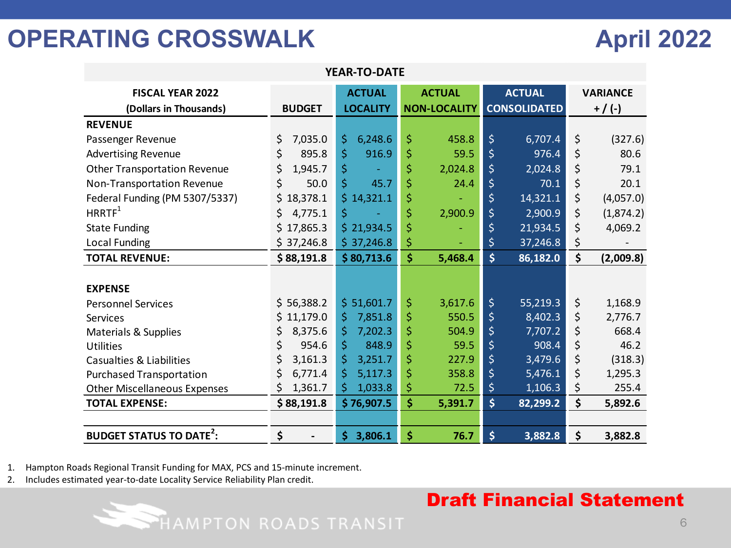# OPERATING CROSSWALK

## April 2022

| FISCAL YEAR 2022 (Dollars in Thousands) | BUDGET | ACTUAL LOCALITY | ACTUAL NON-LOCALITY | ACTUAL CONSOLIDATED | VARIANCE + / (-) |
|---|---|---|---|---|---|
| | | | **YEAR-TO-DATE** | | |
| **REVENUE** | | | | | |
| Passenger Revenue | $ 7,035.0 | $ 6,248.6 | $ 458.8 | $ 6,707.4 | $ (327.6) |
| Advertising Revenue | $ 895.8 | $ 916.9 | $ 59.5 | $ 976.4 | $ 80.6 |
| Other Transportation Revenue | $ 1,945.7 | $ - | $ 2,024.8 | $ 2,024.8 | $ 79.1 |
| Non-Transportation Revenue | $ 50.0 | $ 45.7 | $ 24.4 | $ 70.1 | $ 20.1 |
| Federal Funding (PM 5307/5337) | $ 18,378.1 | $ 14,321.1 | $ - | $ 14,321.1 | $ (4,057.0) |
| HRRTF[1] | $ 4,775.1 | $ - | $ 2,900.9 | $ 2,900.9 | $ (1,874.2) |
| State Funding | $ 17,865.3 | $ 21,934.5 | $ - | $ 21,934.5 | $ 4,069.2 |
| Local Funding | $ 37,246.8 | $ 37,246.8 | $ - | $ 37,246.8 | $ - |
| **TOTAL REVENUE:** | **$ 88,191.8** | **$ 80,713.6** | **$ 5,468.4** | **$ 86,182.0** | **$ (2,009.8)** |
| | | | | | |
| **EXPENSE** | | | | | |
| Personnel Services | $ 56,388.2 | $ 51,601.7 | $ 3,617.6 | $ 55,219.3 | $ 1,168.9 |
| Services | $ 11,179.0 | $ 7,851.8 | $ 550.5 | $ 8,402.3 | $ 2,776.7 |
| Materials & Supplies | $ 8,375.6 | $ 7,202.3 | $ 504.9 | $ 7,707.2 | $ 668.4 |
| Utilities | $ 954.6 | $ 848.9 | $ 59.5 | $ 908.4 | $ 46.2 |
| Casualties & Liabilities | $ 3,161.3 | $ 3,251.7 | $ 227.9 | $ 3,479.6 | $ (318.3) |
| Purchased Transportation | $ 6,771.4 | $ 5,117.3 | $ 358.8 | $ 5,476.1 | $ 1,295.3 |
| Other Miscellaneous Expenses | $ 1,361.7 | $ 1,033.8 | $ 72.5 | $ 1,106.3 | $ 255.4 |
| **TOTAL EXPENSE:** | **$ 88,191.8** | **$ 76,907.5** | **$ 5,391.7** | **$ 82,299.2** | **$ 5,892.6** |
| | | | | | |
| **BUDGET STATUS TO DATE[2]:** | **$ -** | **$ 3,806.1** | **$ 76.7** | **$ 3,882.8** | **$ 3,882.8** |

1. Hampton Roads Regional Transit Funding for MAX, PCS and 15-minute increment.
2. Includes estimated year-to-date Locality Service Reliability Plan credit.

**Draft Financial Statement**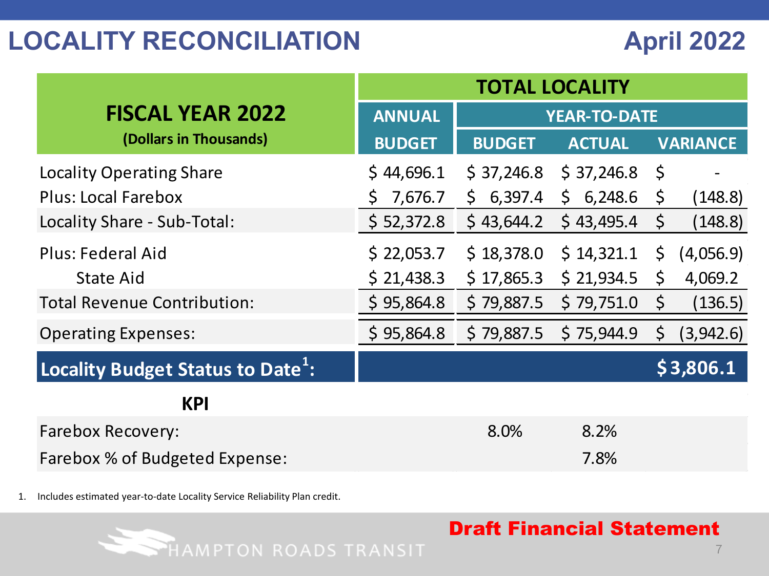# LOCALITY RECONCILIATION

## April 2022

| FISCAL YEAR 2022 (Dollars in Thousands) | TOTAL LOCALITY | | | |
|---|---|---|---|---|
| | ANNUAL | YEAR-TO-DATE | | |
| | BUDGET | BUDGET | ACTUAL | VARIANCE |
| Locality Operating Share | $ 44,696.1 | $ 37,246.8 | $ 37,246.8 | $ - |
| Plus: Local Farebox | $ 7,676.7 | $ 6,397.4 | $ 6,248.6 | $ (148.8) |
| Locality Share - Sub-Total: | $ 52,372.8 | $ 43,644.2 | $ 43,495.4 | $ (148.8) |
| Plus: Federal Aid | $ 22,053.7 | $ 18,378.0 | $ 14,321.1 | $ (4,056.9) |
| State Aid | $ 21,438.3 | $ 17,865.3 | $ 21,934.5 | $ 4,069.2 |
| Total Revenue Contribution: | $ 95,864.8 | $ 79,887.5 | $ 79,751.0 | $ (136.5) |
| Operating Expenses: | $ 95,864.8 | $ 79,887.5 | $ 75,944.9 | $ (3,942.6) |
| **Locality Budget Status to Date[1]:** | | | | **$ 3,806.1** |
| **KPI** | | | | |
| Farebox Recovery: | | 8.0% | 8.2% | |
| Farebox % of Budgeted Expense: | | | 7.8% | |

1. Includes estimated year-to-date Locality Service Reliability Plan credit.

HAMPTON ROADS TRANSIT

**Draft Financial Statement**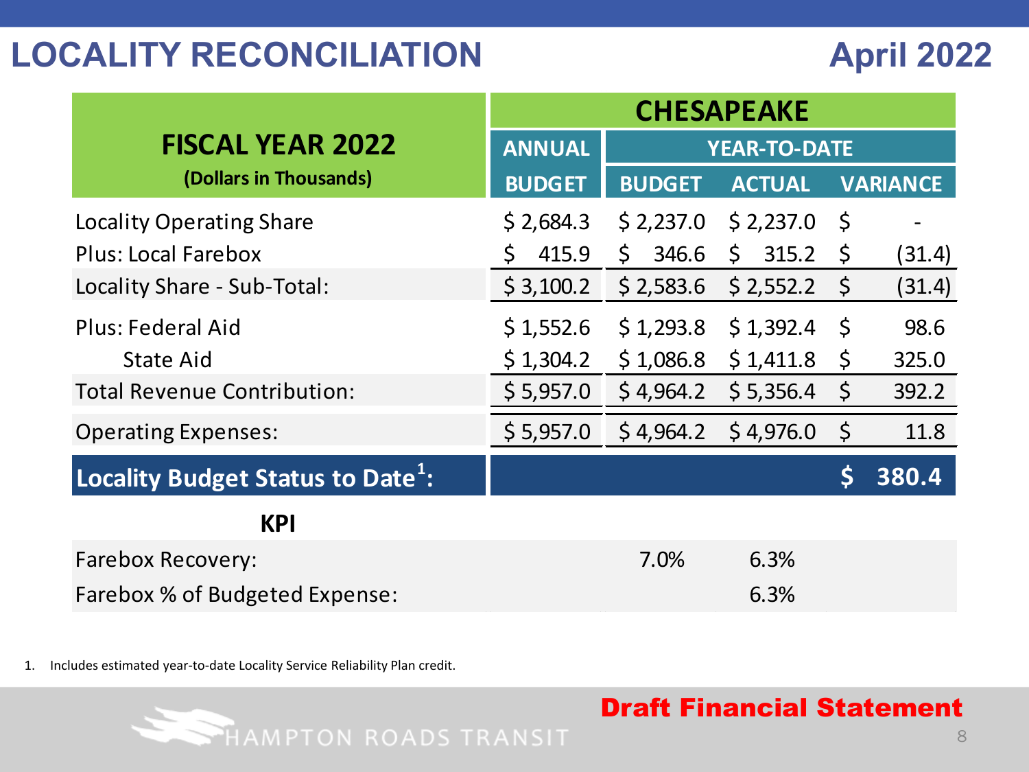# LOCALITY RECONCILIATION

## April 2022

| FISCAL YEAR 2022 (Dollars in Thousands) | CHESAPEAKE | | | |
|---|---|---|---|---|
| | ANNUAL | YEAR-TO-DATE | | |
| | BUDGET | BUDGET | ACTUAL | VARIANCE |
| Locality Operating Share | $ 2,684.3 | $ 2,237.0 | $ 2,237.0 | $ - |
| Plus: Local Farebox | $ 415.9 | $ 346.6 | $ 315.2 | $ (31.4) |
| Locality Share - Sub-Total: | $ 3,100.2 | $ 2,583.6 | $ 2,552.2 | $ (31.4) |
| Plus: Federal Aid | $ 1,552.6 | $ 1,293.8 | $ 1,392.4 | $ 98.6 |
| State Aid | $ 1,304.2 | $ 1,086.8 | $ 1,411.8 | $ 325.0 |
| Total Revenue Contribution: | $ 5,957.0 | $ 4,964.2 | $ 5,356.4 | $ 392.2 |
| Operating Expenses: | $ 5,957.0 | $ 4,964.2 | $ 4,976.0 | $ 11.8 |
| **Locality Budget Status to Date[1]:** | | | | **$ 380.4** |
| **KPI** | | | | |
| Farebox Recovery: | | 7.0% | 6.3% | |
| Farebox % of Budgeted Expense: | | | 6.3% | |

1. Includes estimated year-to-date Locality Service Reliability Plan credit.

HAMPTON ROADS TRANSIT

**Draft Financial Statement**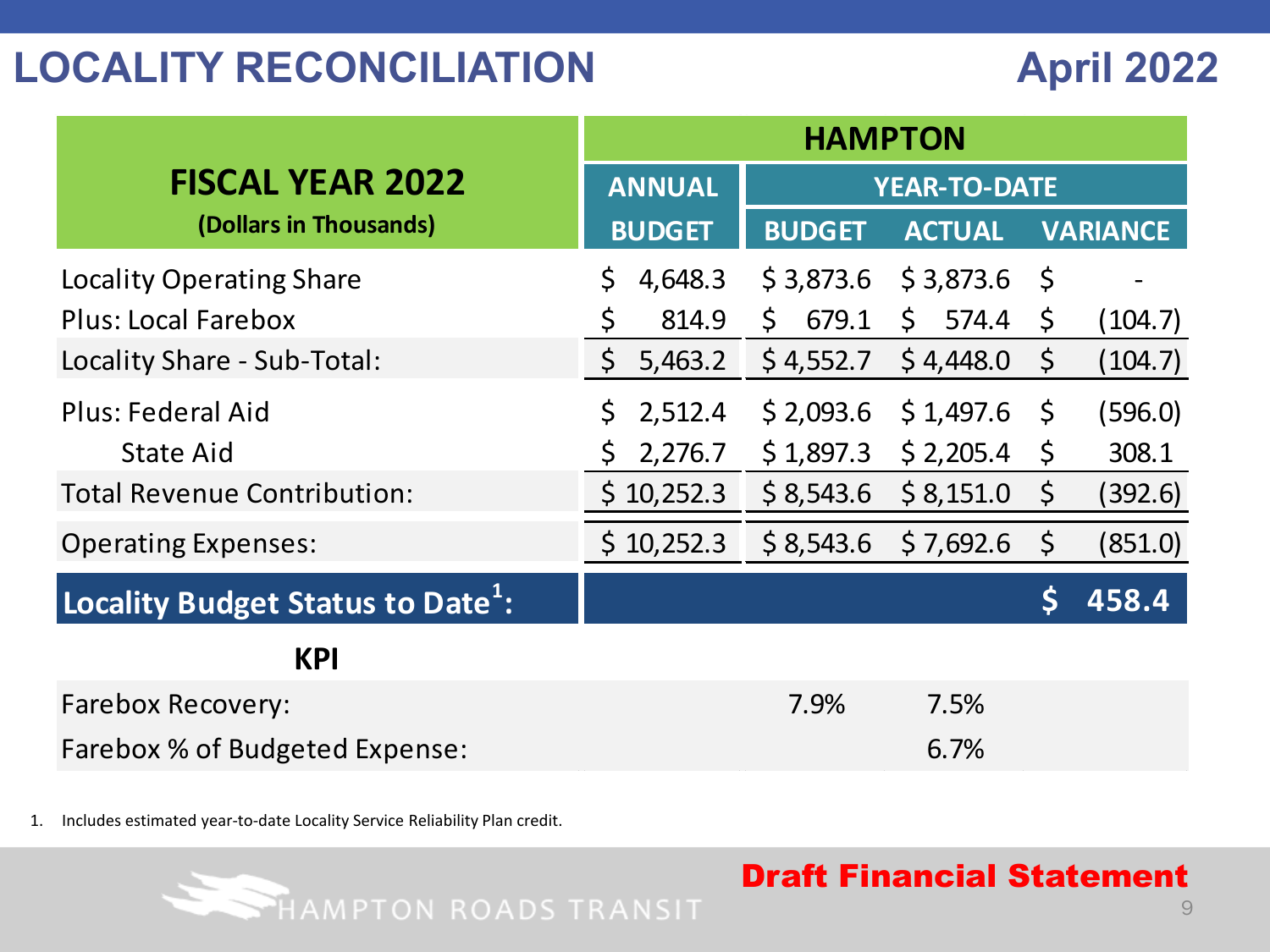# LOCALITY RECONCILIATION

## April 2022

| FISCAL YEAR 2022 (Dollars in Thousands) | HAMPTON | | | |
|---|---|---|---|---|
| | ANNUAL | YEAR-TO-DATE | | |
| | BUDGET | BUDGET | ACTUAL | VARIANCE |
| Locality Operating Share | $ 4,648.3 | $ 3,873.6 | $ 3,873.6 | $ - |
| Plus: Local Farebox | $ 814.9 | $ 679.1 | $ 574.4 | $ (104.7) |
| Locality Share - Sub-Total: | $ 5,463.2 | $ 4,552.7 | $ 4,448.0 | $ (104.7) |
| Plus: Federal Aid | $ 2,512.4 | $ 2,093.6 | $ 1,497.6 | $ (596.0) |
| State Aid | $ 2,276.7 | $ 1,897.3 | $ 2,205.4 | $ 308.1 |
| Total Revenue Contribution: | $ 10,252.3 | $ 8,543.6 | $ 8,151.0 | $ (392.6) |
| Operating Expenses: | $ 10,252.3 | $ 8,543.6 | $ 7,692.6 | $ (851.0) |
| **Locality Budget Status to Date[1]:** | | | | **$ 458.4** |
| **KPI** | | | | |
| Farebox Recovery: | | 7.9% | 7.5% | |
| Farebox % of Budgeted Expense: | | | 6.7% | |

1. Includes estimated year-to-date Locality Service Reliability Plan credit.

HAMPTON ROADS TRANSIT

**Draft Financial Statement**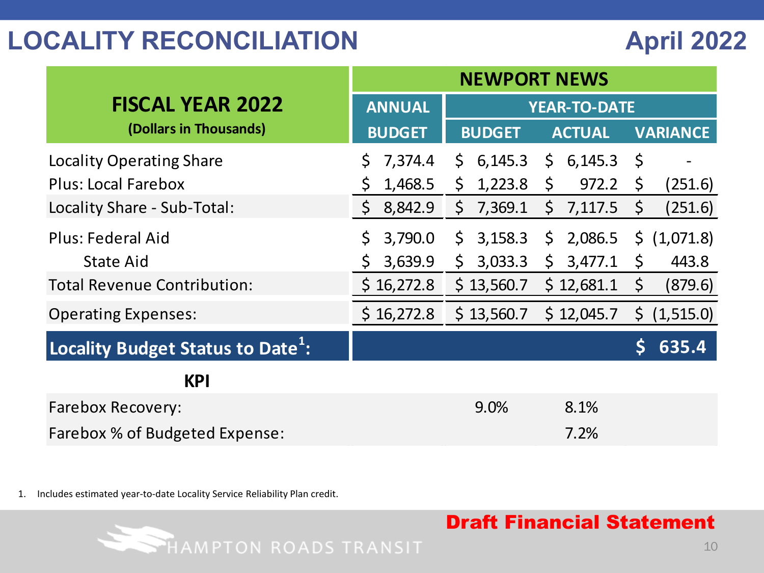# LOCALITY RECONCILIATION

## April 2022

| FISCAL YEAR 2022 (Dollars in Thousands) | NEWPORT NEWS | | | |
|---|---|---|---|---|
| | ANNUAL | YEAR-TO-DATE | | |
| | BUDGET | BUDGET | ACTUAL | VARIANCE |
| Locality Operating Share | $ 7,374.4 | $ 6,145.3 | $ 6,145.3 | $ - |
| Plus: Local Farebox | $ 1,468.5 | $ 1,223.8 | $ 972.2 | $ (251.6) |
| Locality Share - Sub-Total: | $ 8,842.9 | $ 7,369.1 | $ 7,117.5 | $ (251.6) |
| Plus: Federal Aid | $ 3,790.0 | $ 3,158.3 | $ 2,086.5 | $ (1,071.8) |
| State Aid | $ 3,639.9 | $ 3,033.3 | $ 3,477.1 | $ 443.8 |
| Total Revenue Contribution: | $ 16,272.8 | $ 13,560.7 | $ 12,681.1 | $ (879.6) |
| Operating Expenses: | $ 16,272.8 | $ 13,560.7 | $ 12,045.7 | $ (1,515.0) |
| **Locality Budget Status to Date[1]:** | | | | **$ 635.4** |
| **KPI** | | | | |
| Farebox Recovery: | | 9.0% | 8.1% | |
| Farebox % of Budgeted Expense: | | | 7.2% | |

1. Includes estimated year-to-date Locality Service Reliability Plan credit.

**Draft Financial Statement**

HAMPTON ROADS TRANSIT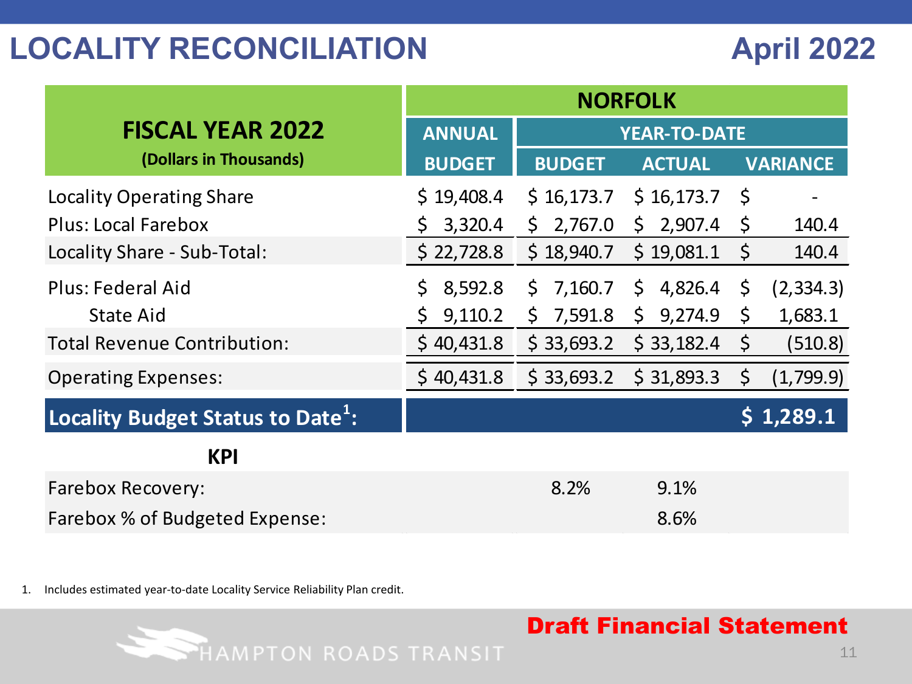# LOCALITY RECONCILIATION

## April 2022

| FISCAL YEAR 2022 (Dollars in Thousands) | NORFOLK | | | |
|---|---|---|---|---|
| | ANNUAL | YEAR-TO-DATE | | |
| | BUDGET | BUDGET | ACTUAL | VARIANCE |
| Locality Operating Share | $ 19,408.4 | $ 16,173.7 | $ 16,173.7 | $ - |
| Plus: Local Farebox | $ 3,320.4 | $ 2,767.0 | $ 2,907.4 | $ 140.4 |
| Locality Share - Sub-Total: | $ 22,728.8 | $ 18,940.7 | $ 19,081.1 | $ 140.4 |
| Plus: Federal Aid | $ 8,592.8 | $ 7,160.7 | $ 4,826.4 | $ (2,334.3) |
| State Aid | $ 9,110.2 | $ 7,591.8 | $ 9,274.9 | $ 1,683.1 |
| Total Revenue Contribution: | $ 40,431.8 | $ 33,693.2 | $ 33,182.4 | $ (510.8) |
| Operating Expenses: | $ 40,431.8 | $ 33,693.2 | $ 31,893.3 | $ (1,799.9) |
| **Locality Budget Status to Date[1]:** | | | | **$ 1,289.1** |
| **KPI** | | | | |
| Farebox Recovery: | | 8.2% | 9.1% | |
| Farebox % of Budgeted Expense: | | | 8.6% | |

1. Includes estimated year-to-date Locality Service Reliability Plan credit.

**Draft Financial Statement**

HAMPTON ROADS TRANSIT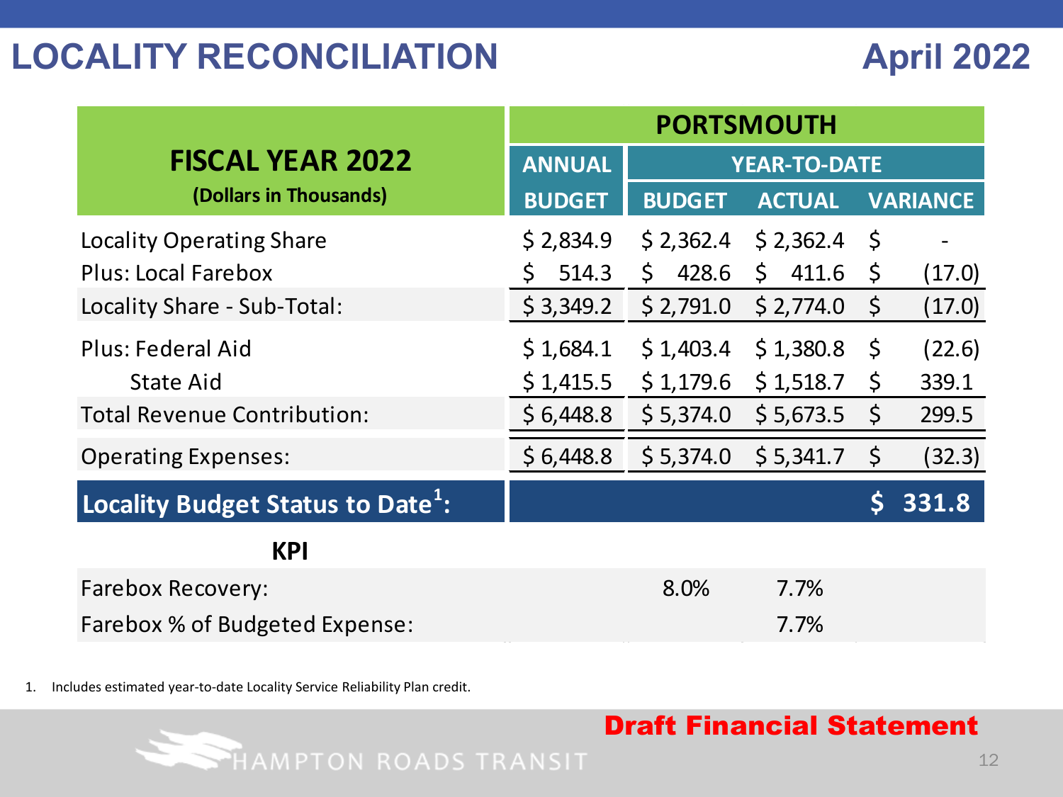# LOCALITY RECONCILIATION

## April 2022

| FISCAL YEAR 2022 (Dollars in Thousands) | PORTSMOUTH | | | |
|---|---|---|---|---|
| | ANNUAL | YEAR-TO-DATE | | |
| | BUDGET | BUDGET | ACTUAL | VARIANCE |
| Locality Operating Share | $ 2,834.9 | $ 2,362.4 | $ 2,362.4 | $ - |
| Plus: Local Farebox | $ 514.3 | $ 428.6 | $ 411.6 | $ (17.0) |
| Locality Share - Sub-Total: | $ 3,349.2 | $ 2,791.0 | $ 2,774.0 | $ (17.0) |
| Plus: Federal Aid | $ 1,684.1 | $ 1,403.4 | $ 1,380.8 | $ (22.6) |
| State Aid | $ 1,415.5 | $ 1,179.6 | $ 1,518.7 | $ 339.1 |
| Total Revenue Contribution: | $ 6,448.8 | $ 5,374.0 | $ 5,673.5 | $ 299.5 |
| Operating Expenses: | $ 6,448.8 | $ 5,374.0 | $ 5,341.7 | $ (32.3) |
| **Locality Budget Status to Date[1]:** | | | | **$ 331.8** |
| **KPI** | | | | |
| Farebox Recovery: | | 8.0% | 7.7% | |
| Farebox % of Budgeted Expense: | | | 7.7% | |

1. Includes estimated year-to-date Locality Service Reliability Plan credit.

**Draft Financial Statement**

HAMPTON ROADS TRANSIT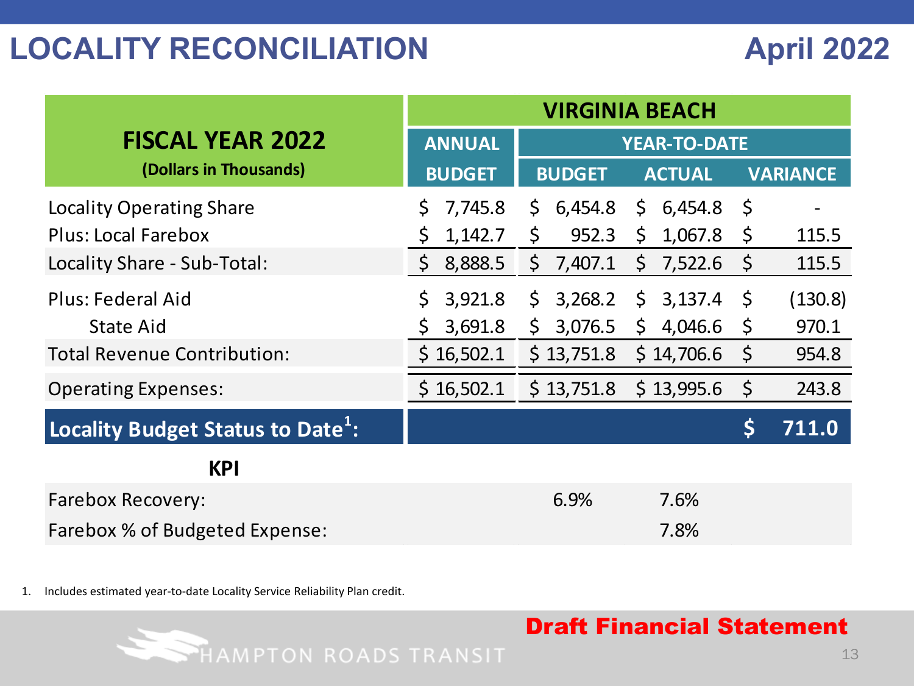# LOCALITY RECONCILIATION

## April 2022

| FISCAL YEAR 2022 (Dollars in Thousands) | VIRGINIA BEACH | | | |
|---|---|---|---|---|
| | ANNUAL | YEAR-TO-DATE | | |
| | BUDGET | BUDGET | ACTUAL | VARIANCE |
| Locality Operating Share | $ 7,745.8 | $ 6,454.8 | $ 6,454.8 | $ - |
| Plus: Local Farebox | $ 1,142.7 | $ 952.3 | $ 1,067.8 | $ 115.5 |
| Locality Share - Sub-Total: | $ 8,888.5 | $ 7,407.1 | $ 7,522.6 | $ 115.5 |
| Plus: Federal Aid | $ 3,921.8 | $ 3,268.2 | $ 3,137.4 | $ (130.8) |
| State Aid | $ 3,691.8 | $ 3,076.5 | $ 4,046.6 | $ 970.1 |
| Total Revenue Contribution: | $ 16,502.1 | $ 13,751.8 | $ 14,706.6 | $ 954.8 |
| Operating Expenses: | $ 16,502.1 | $ 13,751.8 | $ 13,995.6 | $ 243.8 |
| **Locality Budget Status to Date[1]:** | | | | **$ 711.0** |
| **KPI** | | | | |
| Farebox Recovery: | | 6.9% | 7.6% | |
| Farebox % of Budgeted Expense: | | | 7.8% | |

1. Includes estimated year-to-date Locality Service Reliability Plan credit.

HAMPTON ROADS TRANSIT

**Draft Financial Statement**